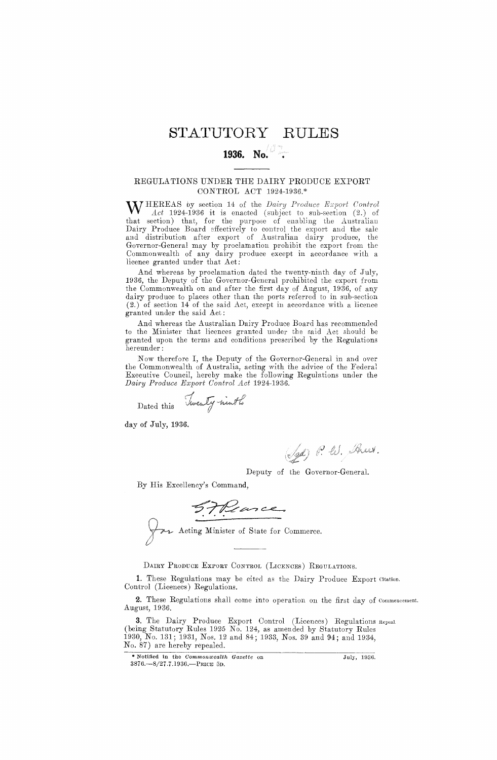# STATUTORY RULES

## 1936. No. 107.

REGULATIONS UNDER THE DAIRY PRODUCE EXPORT CONTROL ACT 1924-1936.*

WHEREAS by section 14 of the *Dairy Produce Export Control Act* 1924-1936 it is enacted (subject to sub-section (2.) of that section) that, for the purpose of enabling the Australian Dairy Produce Board effectively to control the export and the sale and distribution after export of Australian dairy produce, the Governor-General may by proclamation prohibit the export from the Commonwealth of any dairy produce except in accordance with a licence granted under that Act:

And whereas by proclamation dated the twenty-ninth day of July, 1936, the Deputy of the Governor-General prohibited the export from the Commonwealth on and after the first day of August, 1936, of any dairy produce to places other than the ports referred to in sub-section (2.) of section 14 of the said Act, except in accordance with a licence granted under the said Act:

And whereas the Australian Dairy Produce Board has recommended to the Minister that licences granted under the said Act should be granted upon the terms and conditions prescribed by the Regulations hereunder:

Now therefore I, the Deputy of the Governor-General in and over the Commonwealth of Australia, acting with the advice of the Federal Executive Council, hereby make the following Regulations under the *Dairy Produce Export Control Act* 1924-1936.

Dated this Twenty-ninth day of July, 1936.

(Sgd.) P. W. Duff.

Deputy of the Governor-General.

By His Excellency's Command,

S. F. Pearce

for Acting Minister of State for Commerce.

---

DAIRY PRODUCE EXPORT CONTROL (LICENCES) REGULATIONS.

**1.** These Regulations may be cited as the Dairy Produce Export Control (Licences) Regulations. *Citation.*

**2.** These Regulations shall come into operation on the first day of August, 1936. *Commencement.*

**3.** The Dairy Produce Export Control (Licences) Regulations (being Statutory Rules 1925 No. 124, as amended by Statutory Rules 1930, No. 131; 1931, Nos. 12 and 84; 1933, Nos. 39 and 94; and 1934, No. 87) are hereby repealed. *Repeal.*

* Notified in the *Commonwealth Gazette* on July, 1936.

3876.—8/27.7.1936.—PRICE 5D.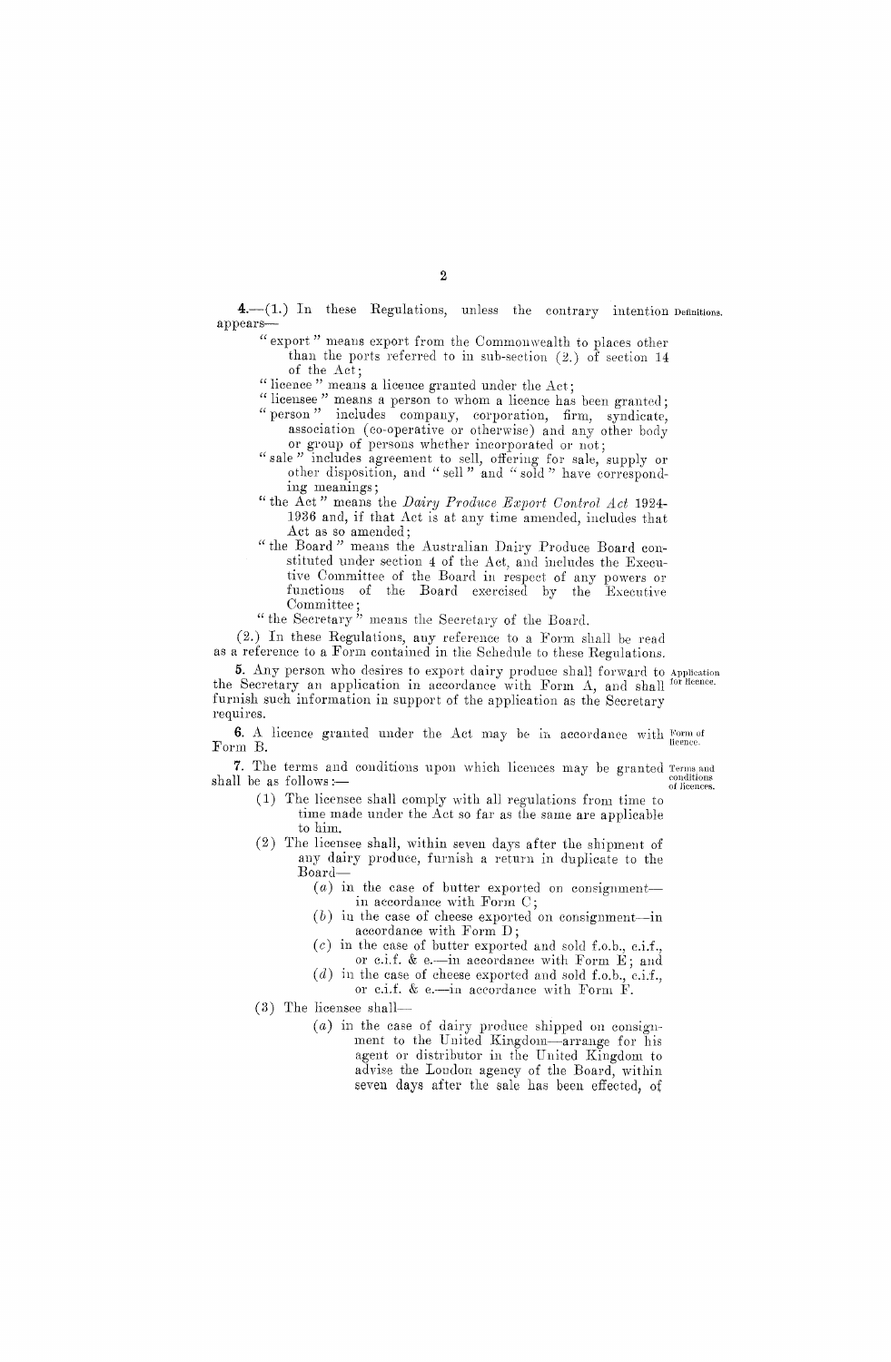**4.**—(1.) In these Regulations, unless the contrary intention appears— *Definitions.*

"export" means export from the Commonwealth to places other than the ports referred to in sub-section (2.) of section 14 of the Act;

"licence" means a licence granted under the Act;

"licensee" means a person to whom a licence has been granted;

"person" includes company, corporation, firm, syndicate, association (co-operative or otherwise) and any other body or group of persons whether incorporated or not;

"sale" includes agreement to sell, offering for sale, supply or other disposition, and "sell" and "sold" have corresponding meanings;

"the Act" means the *Dairy Produce Export Control Act* 1924-1936 and, if that Act is at any time amended, includes that Act as so amended;

"the Board" means the Australian Dairy Produce Board constituted under section 4 of the Act, and includes the Executive Committee of the Board in respect of any powers or functions of the Board exercised by the Executive Committee;

"the Secretary" means the Secretary of the Board.

(2.) In these Regulations, any reference to a Form shall be read as a reference to a Form contained in the Schedule to these Regulations.

**5.** Any person who desires to export dairy produce shall forward to the Secretary an application in accordance with Form A, and shall furnish such information in support of the application as the Secretary requires. *Application for licence.*

**6.** A licence granted under the Act may be in accordance with Form B. *Form of licence.*

**7.** The terms and conditions upon which licences may be granted shall be as follows:— *Terms and conditions of licences.*

(1) The licensee shall comply with all regulations from time to time made under the Act so far as the same are applicable to him.

(2) The licensee shall, within seven days after the shipment of any dairy produce, furnish a return in duplicate to the Board—

(*a*) in the case of butter exported on consignment—in accordance with Form C;

(*b*) in the case of cheese exported on consignment—in accordance with Form D;

(*c*) in the case of butter exported and sold f.o.b., c.i.f., or c.i.f. & e.—in accordance with Form E; and

(*d*) in the case of cheese exported and sold f.o.b., c.i.f., or c.i.f. & e.—in accordance with Form F.

(3) The licensee shall—

(*a*) in the case of dairy produce shipped on consignment to the United Kingdom—arrange for his agent or distributor in the United Kingdom to advise the London agency of the Board, within seven days after the sale has been effected, of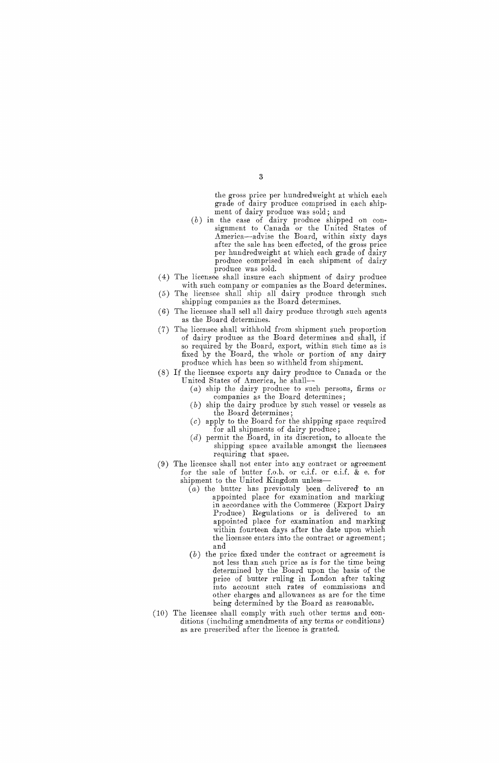the gross price per hundredweight at which each grade of dairy produce comprised in each shipment of dairy produce was sold; and

(*b*) in the case of dairy produce shipped on consignment to Canada or the United States of America—advise the Board, within sixty days after the sale has been effected, of the gross price per hundredweight at which each grade of dairy produce comprised in each shipment of dairy produce was sold.

(4) The licensee shall insure each shipment of dairy produce with such company or companies as the Board determines.

(5) The licensee shall ship all dairy produce through such shipping companies as the Board determines.

(6) The licensee shall sell all dairy produce through such agents as the Board determines.

(7) The licensee shall withhold from shipment such proportion of dairy produce as the Board determines and shall, if so required by the Board, export, within such time as is fixed by the Board, the whole or portion of any dairy produce which has been so withheld from shipment.

(8) If the licensee exports any dairy produce to Canada or the United States of America, he shall—

(*a*) ship the dairy produce to such persons, firms or companies as the Board determines;

(*b*) ship the dairy produce by such vessel or vessels as the Board determines;

(*c*) apply to the Board for the shipping space required for all shipments of dairy produce;

(*d*) permit the Board, in its discretion, to allocate the shipping space available amongst the licensees requiring that space.

(9) The licensee shall not enter into any contract or agreement for the sale of butter f.o.b. or c.i.f. or c.i.f. & e. for shipment to the United Kingdom unless—

(*a*) the butter has previously been delivered to an appointed place for examination and marking in accordance with the Commerce (Export Dairy Produce) Regulations or is delivered to an appointed place for examination and marking within fourteen days after the date upon which the licensee enters into the contract or agreement; and

(*b*) the price fixed under the contract or agreement is not less than such price as is for the time being determined by the Board upon the basis of the price of butter ruling in London after taking into account such rates of commissions and other charges and allowances as are for the time being determined by the Board as reasonable.

(10) The licensee shall comply with such other terms and conditions (including amendments of any terms or conditions) as are prescribed after the licence is granted.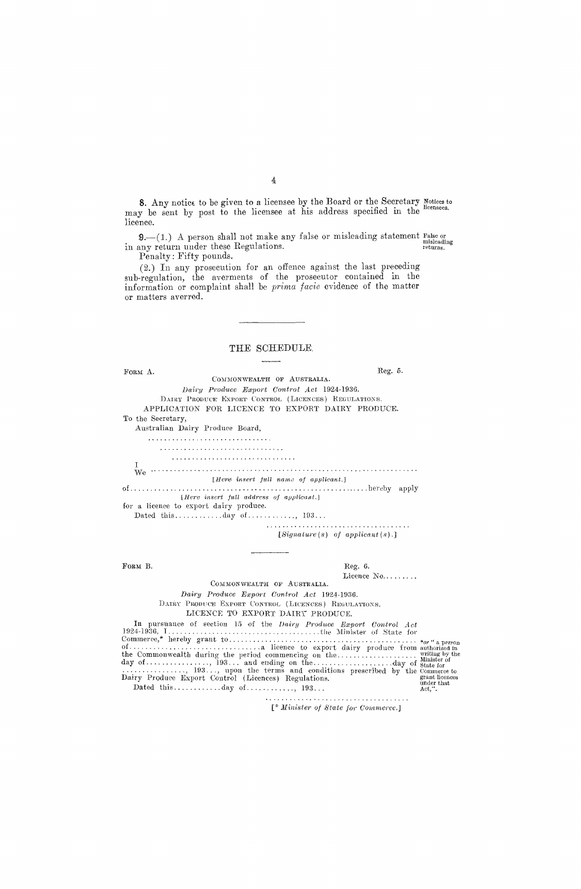**8.** Any notice to be given to a licensee by the Board or the Secretary may be sent by post to the licensee at his address specified in the licence.

*Notices to licensees.*

**9.**—(1.) A person shall not make any false or misleading statement in any return under these Regulations.

*False or misleading returns.*

Penalty: Fifty pounds.

(2.) In any prosecution for an offence against the last preceding sub-regulation, the averments of the prosecutor contained in the information or complaint shall be *prima facie* evidence of the matter or matters averred.

---

## THE SCHEDULE.

FORM A. Reg. 5.

COMMONWEALTH OF AUSTRALIA.

*Dairy Produce Export Control Act* 1924-1936.

DAIRY PRODUCE EXPORT CONTROL (LICENCES) REGULATIONS.

APPLICATION FOR LICENCE TO EXPORT DAIRY PRODUCE.

To the Secretary,
Australian Dairy Produce Board,

..............................

..............................

..............................

I
We ................................................................
[*Here insert full name of applicant.*]

of ............................................................ hereby apply
[*Here insert full address of applicant.*]

for a licence to export dairy produce.

Dated this............day of............, 193...

....................................
[*Signature(s) of applicant(s).*]

---

FORM B. Reg. 6.

Licence No........,

COMMONWEALTH OF AUSTRALIA.

*Dairy Produce Export Control Act* 1924-1936.

DAIRY PRODUCE EXPORT CONTROL (LICENCES) REGULATIONS.

LICENCE TO EXPORT DAIRY PRODUCE.

In pursuance of section 15 of the *Dairy Produce Export Control Act* 1924-1936, I......................................the Minister of State for Commerce,* hereby grant to.............................................. of..................................a licence to export dairy produce from the Commonwealth during the period commencing on the.................... day of................, 193... and ending on the....................day of ................, 193..., upon the terms and conditions prescribed by the Dairy Produce Export Control (Licences) Regulations.

Dated this............day of............, 193...

....................................
[* *Minister of State for Commerce.*]

*\*or " a person authorized in writing by the Minister of State for Commerce to grant licences under that Act,".*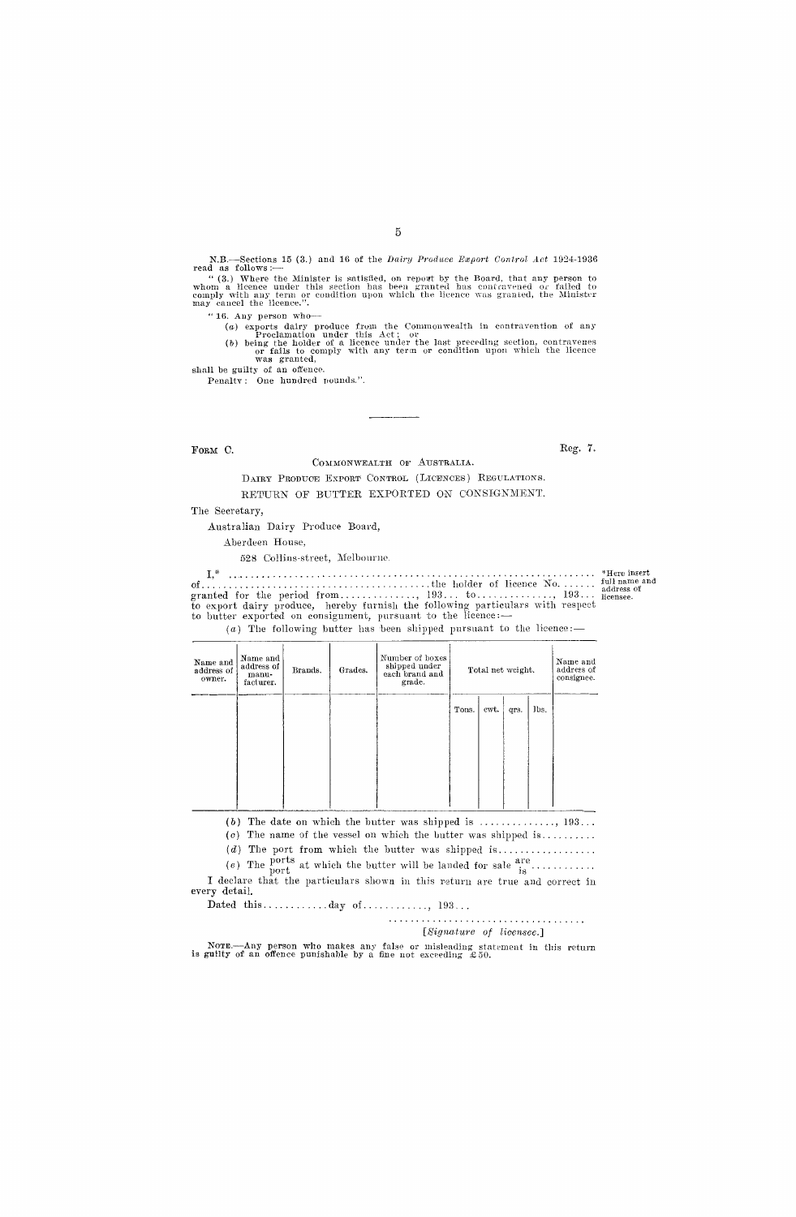N.B.—Sections 15 (3.) and 16 of the *Dairy Produce Export Control Act* 1924-1936 read as follows:—

"(3.) Where the Minister is satisfied, on report by the Board, that any person to whom a licence under this section has been granted has contravened or failed to comply with any term or condition upon which the licence was granted, the Minister may cancel the licence.".

"16. Any person who—

(*a*) exports dairy produce from the Commonwealth in contravention of any Proclamation under this Act; or

(*b*) being the holder of a licence under the last preceding section, contravenes or fails to comply with any term or condition upon which the licence was granted,

shall be guilty of an offence.

Penalty: One hundred pounds.".

---

FORM C. Reg. 7.

COMMONWEALTH OF AUSTRALIA.

DAIRY PRODUCE EXPORT CONTROL (LICENCES) REGULATIONS.

RETURN OF BUTTER EXPORTED ON CONSIGNMENT.

The Secretary,

Australian Dairy Produce Board,

Aberdeen House,

528 Collins-street, Melbourne.

I,* .................................................................... of........................................the holder of licence No. ...... granted for the period from.............., 193... to.............., 193... to export dairy produce, hereby furnish the following particulars with respect to butter exported on consignment, pursuant to the licence:—

*Here insert full name and address of licensee.

(*a*) The following butter has been shipped pursuant to the licence:—

| Name and address of owner. | Name and address of manufacturer. | Brands. | Grades. | Number of boxes shipped under each brand and grade. | Total net weight. | | | | Name and address of consignee. |
|---|---|---|---|---|---|---|---|---|---|
| | | | | | Tons. | cwt. | qrs. | lbs. | |
| | | | | | | | | | |

(*b*) The date on which the butter was shipped is .............., 193...

(*c*) The name of the vessel on which the butter was shipped is..........

(*d*) The port from which the butter was shipped is..................

(*e*) The ports/port at which the butter will be landed for sale are/is ...........

I declare that the particulars shown in this return are true and correct in every detail.

Dated this............day of............, 193...

...................................

[*Signature of licensee.*]

NOTE.—Any person who makes any false or misleading statement in this return is guilty of an offence punishable by a fine not exceeding £50.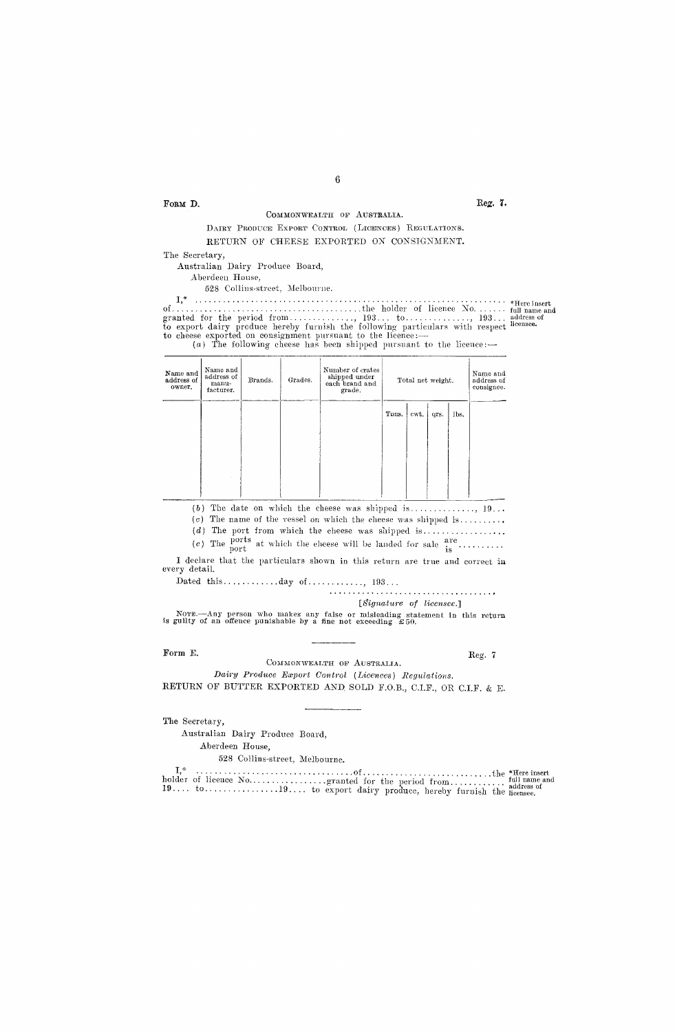FORM D. Reg. 7.

COMMONWEALTH OF AUSTRALIA.

DAIRY PRODUCE EXPORT CONTROL (LICENCES) REGULATIONS.

RETURN OF CHEESE EXPORTED ON CONSIGNMENT.

The Secretary,
Australian Dairy Produce Board,
Aberdeen House,
528 Collins-street, Melbourne.

I,\* .................................................................... of........................................the holder of licence No....... granted for the period from............., 193... to............., 193... to export dairy produce hereby furnish the following particulars with respect to cheese exported on consignment pursuant to the licence:—

\*Here insert full name and address of licensee.

(a) The following cheese has been shipped pursuant to the licence:—

| Name and address of owner. | Name and address of manufacturer. | Brands. | Grades. | Number of crates shipped under each brand and grade. | Total net weight. | | | | Name and address of consignee. |
|---|---|---|---|---|---|---|---|---|---|
| | | | | | Tons. | cwt. | qrs. | lbs. | |
| | | | | | | | | | |

(b) The date on which the cheese was shipped is.............., 19...

(c) The name of the vessel on which the cheese was shipped is..........

(d) The port from which the cheese was shipped is.................

(e) The ports/port at which the cheese will be landed for sale are/is..........

I declare that the particulars shown in this return are true and correct in every detail.

Dated this............day of............, 193...

....................................

[*Signature of licensee.*]

NOTE.—Any person who makes any false or misleading statement in this return is guilty of an offence punishable by a fine not exceeding £50.

---

Form E. Reg. 7

COMMONWEALTH OF AUSTRALIA.

*Dairy Produce Export Control (Licences) Regulations.*

RETURN OF BUTTER EXPORTED AND SOLD F.O.B., C.I.F., OR C.I.F. & E.

The Secretary,
Australian Dairy Produce Board,
Aberdeen House,
528 Collins-street, Melbourne.

I,\* ..................................of............................the holder of licence No................granted for the period from............ 19.... to................19.... to export dairy produce, hereby furnish the

\*Here insert full name and address of licensee.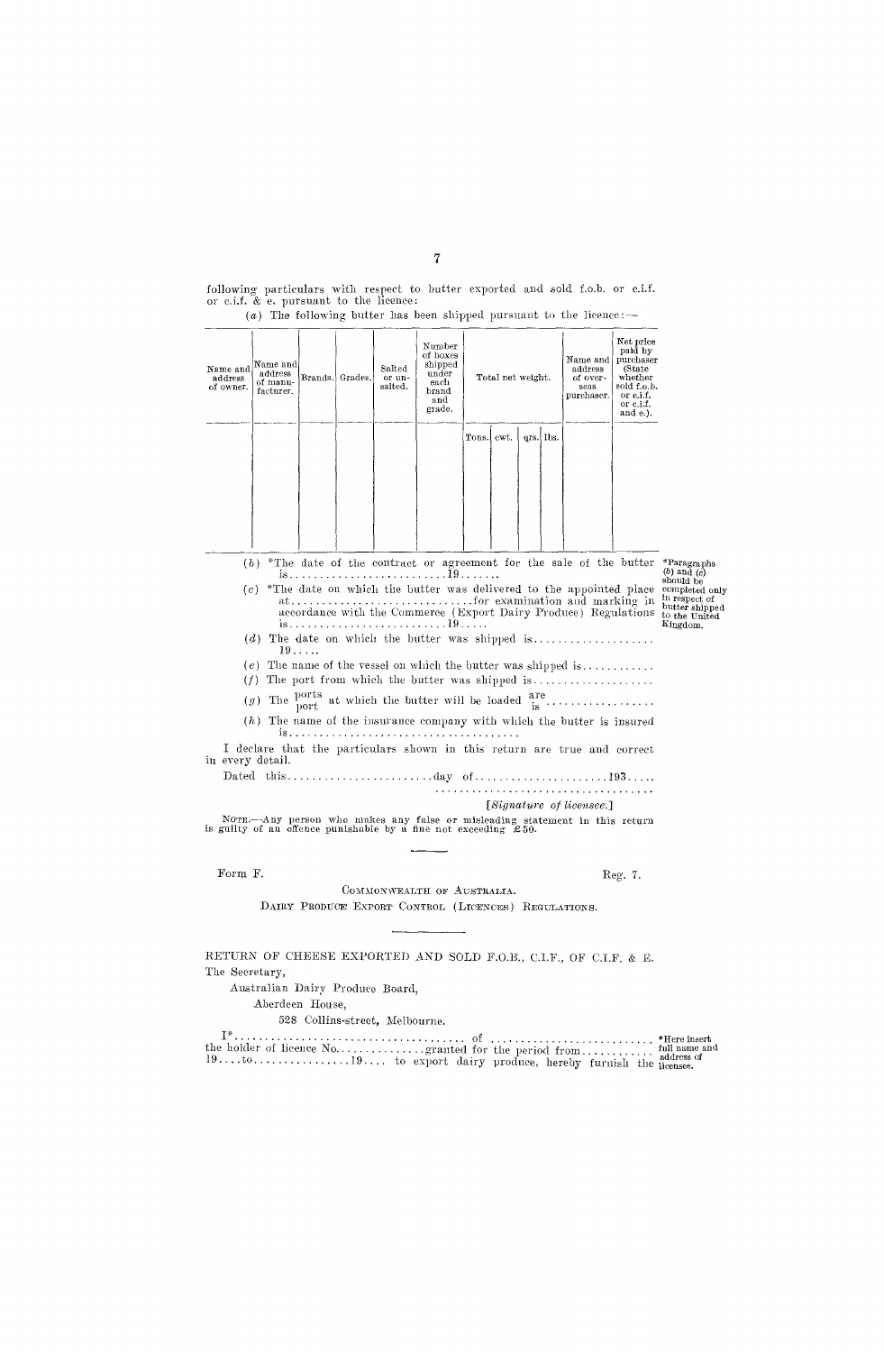following particulars with respect to butter exported and sold f.o.b. or c.i.f. or c.i.f. & e. pursuant to the licence:

(*a*) The following butter has been shipped pursuant to the licence:—

| Name and address of owner. | Name and address of manufacturer. | Brands. | Grades. | Salted or unsalted. | Number of boxes shipped under each brand and grade. | Total net weight. | | | | Name and address of overseas purchaser. | Net price paid by purchaser (State whether sold f.o.b. or c.i.f. or c.i.f. and e.). |
|---|---|---|---|---|---|---|---|---|---|---|---|
| | | | | | | Tons. | cwt. | qrs. | lbs. | | |
| | | | | | | | | | | | |

(*b*) \*The date of the contract or agreement for the sale of the butter is..........................19.......

(*c*) \*The date on which the butter was delivered to the appointed place at..............................for examination and marking in accordance with the Commerce (Export Dairy Produce) Regulations is..........................19.....

\*Paragraphs (*b*) and (*c*) should be completed only in respect of butter shipped to the United Kingdom.

(*d*) The date on which the butter was shipped is.................... 19.....

(*e*) The name of the vessel on which the butter was shipped is............

(*f*) The port from which the butter was shipped is....................

(*g*) The ports/port at which the butter will be loaded are/is.................

(*h*) The name of the insurance company with which the butter is insured is......................................

I declare that the particulars shown in this return are true and correct in every detail.

Dated this........................day of......................193.....

...................................

[*Signature of licensee.*]

NOTE.—Any person who makes any false or misleading statement in this return is guilty of an offence punishable by a fine not exceeding £50.

---

Form F. Reg. 7.

COMMONWEALTH OF AUSTRALIA.

DAIRY PRODUCE EXPORT CONTROL (LICENCES) REGULATIONS.

---

RETURN OF CHEESE EXPORTED AND SOLD F.O.B., C.I.F., OF C.I.F. & E.

The Secretary,

Australian Dairy Produce Board,

Aberdeen House,

528 Collins-street, Melbourne.

I\*...................................... of .......................... the holder of licence No...............granted for the period from............ 19....to................19.... to export dairy produce, hereby furnish the

\*Here insert full name and address of licensee.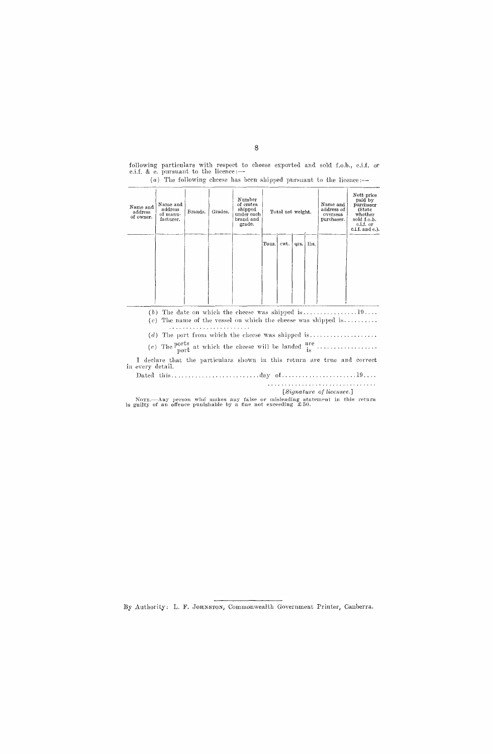following particulars with respect to cheese exported and sold f.o.b., c.i.f. or c.i.f. & e. pursuant to the licence:—

(*a*) The following cheese has been shipped pursuant to the licence:—

| Name and address of owner. | Name and address of manufacturer. | Brands. | Grades. | Number of crates shipped under each brand and grade. | Total net weight. | | | | Name and address of overseas purchaser. | Nett price paid by purchaser (State whether sold f.o.b. c.i.f. or c.i.f. and e.). |
|---|---|---|---|---|---|---|---|---|---|---|
| | | | | | Tons. | cwt. | qrs. | lbs. | | |
| | | | | | | | | | | |

(*b*) The date on which the cheese was shipped is.................19....

(*c*) The name of the vessel on which the cheese was shipped is.......... ........................

(*d*) The port from which the cheese was shipped is....................

(*e*) The ports/port at which the cheese will be landed are/is .................

I declare that the particulars shown in this return are true and correct in every detail.

Dated this..........................day of......................19....

...............................

[*Signature of licensee.*]

NOTE.—Any person who makes any false or misleading statement in this return is guilty of an offence punishable by a fine not exceeding £50.

By Authority: L. F. JOHNSTON, Commonwealth Government Printer, Canberra.